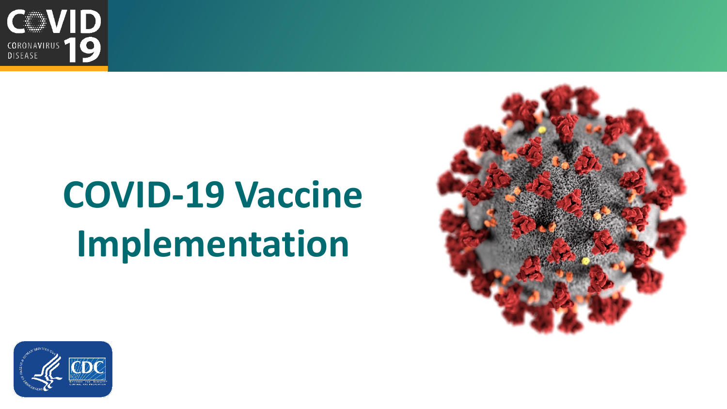# COVID-19 Vaccine Implementation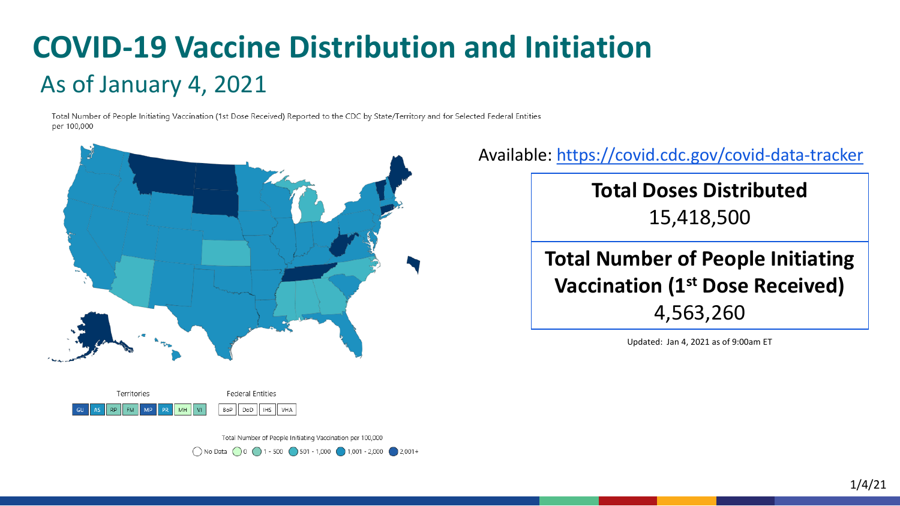# COVID-19 Vaccine Distribution and Initiation

## As of January 4, 2021

Total Number of People Initiating Vaccination (1st Dose Received) Reported to the CDC by State/Territory and for Selected Federal Entities per 100,000

Territories

GU AS RP FM MP PR MH VI

Federal Entities

BoP DoD IHS VHA

Total Number of People Initiating Vaccination per 100,000

No Data 0 1 - 500 501 - 1,000 1,001 - 2,000 2,001+

Available: https://covid.cdc.gov/covid-data-tracker

**Total Doses Distributed**

15,418,500

**Total Number of People Initiating Vaccination (1st Dose Received)**

4,563,260

Updated: Jan 4, 2021 as of 9:00am ET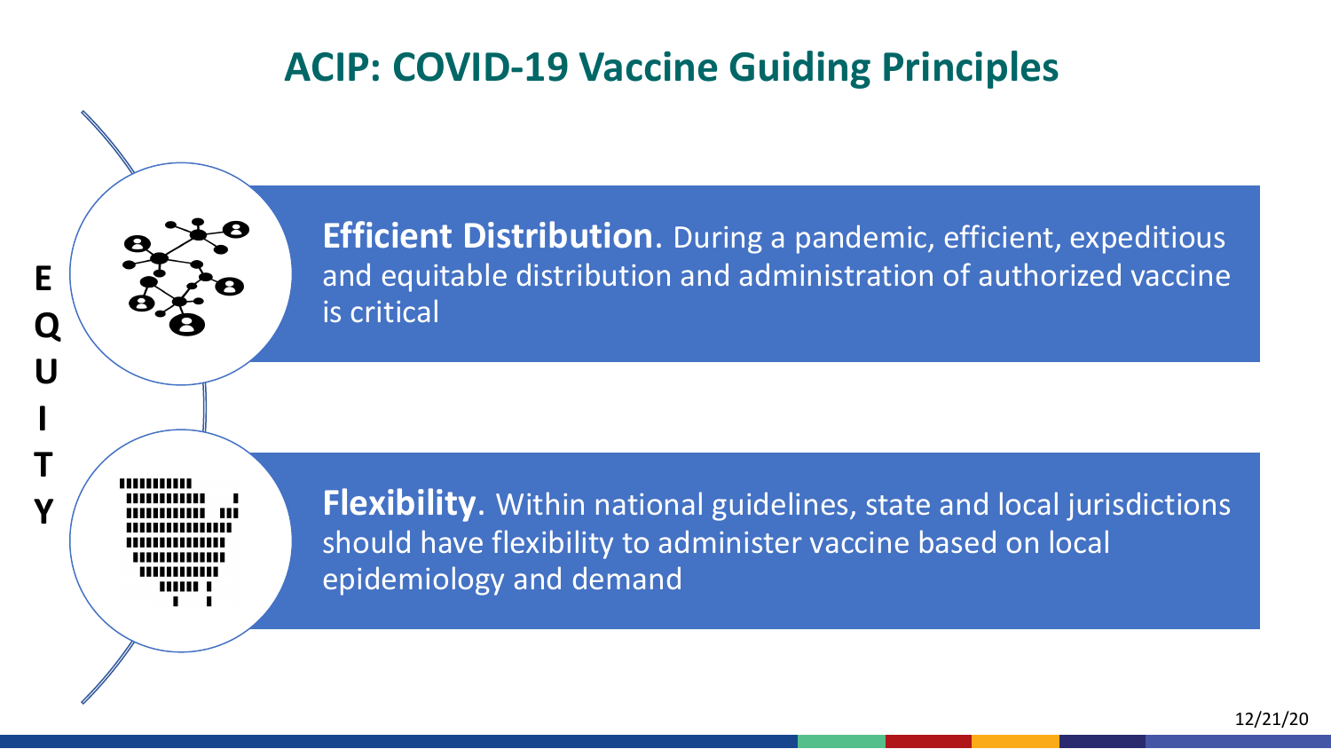# ACIP: COVID-19 Vaccine Guiding Principles

E
Q
U
I
T
Y

**Efficient Distribution**. During a pandemic, efficient, expeditious and equitable distribution and administration of authorized vaccine is critical

**Flexibility**. Within national guidelines, state and local jurisdictions should have flexibility to administer vaccine based on local epidemiology and demand

12/21/20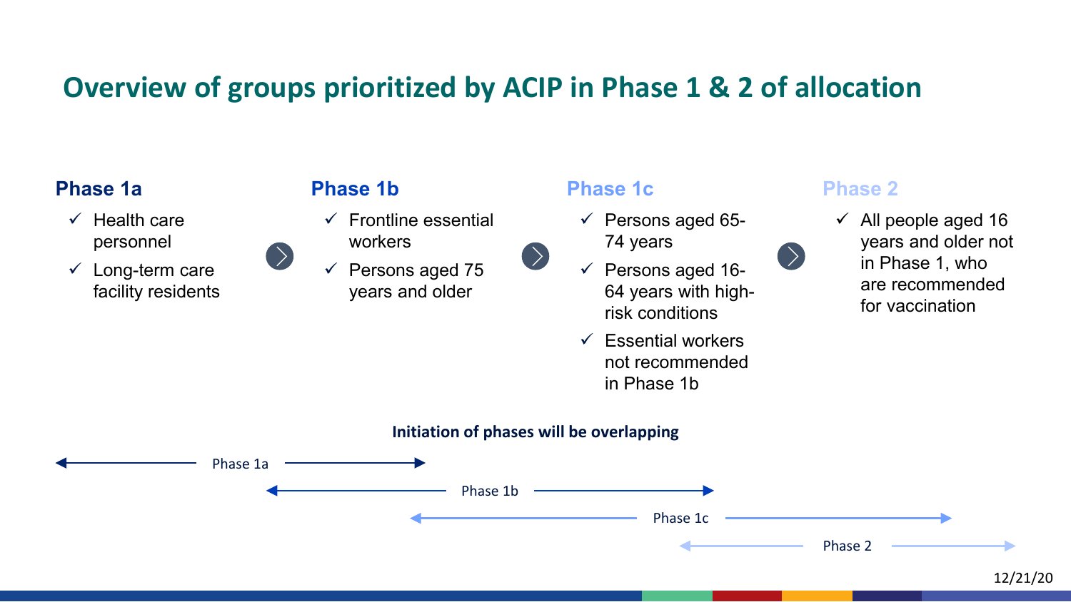# Overview of groups prioritized by ACIP in Phase 1 & 2 of allocation

### Phase 1a

- ✓ Health care personnel
- ✓ Long-term care facility residents

### Phase 1b

- ✓ Frontline essential workers
- ✓ Persons aged 75 years and older

### Phase 1c

- ✓ Persons aged 65-74 years
- ✓ Persons aged 16-64 years with high-risk conditions
- ✓ Essential workers not recommended in Phase 1b

### Phase 2

- ✓ All people aged 16 years and older not in Phase 1, who are recommended for vaccination

**Initiation of phases will be overlapping**

Phase 1a

Phase 1b

Phase 1c

Phase 2

12/21/20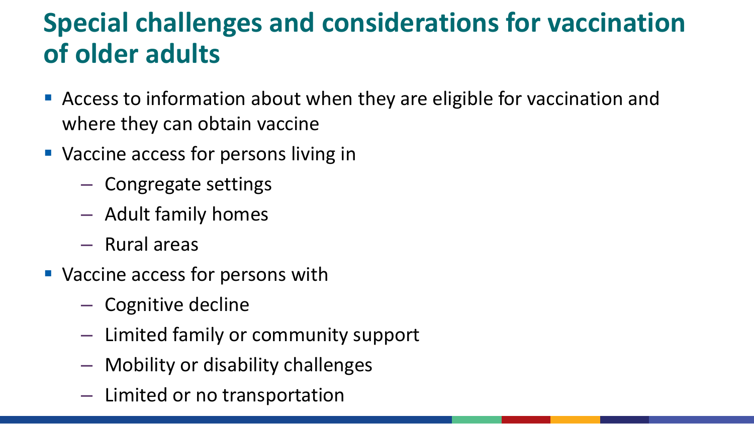# Special challenges and considerations for vaccination of older adults

- Access to information about when they are eligible for vaccination and where they can obtain vaccine
- Vaccine access for persons living in
  - Congregate settings
  - Adult family homes
  - Rural areas
- Vaccine access for persons with
  - Cognitive decline
  - Limited family or community support
  - Mobility or disability challenges
  - Limited or no transportation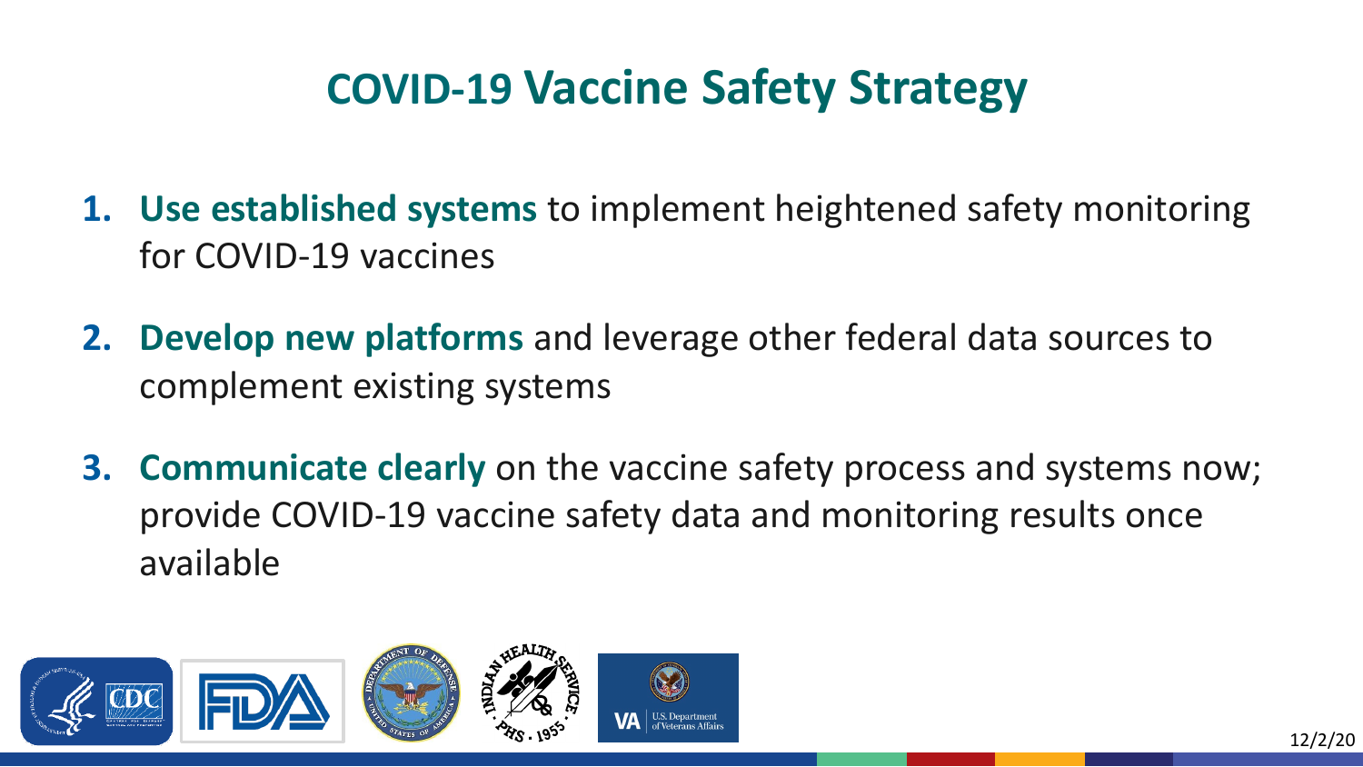# COVID-19 Vaccine Safety Strategy

1. **Use established systems** to implement heightened safety monitoring for COVID-19 vaccines
2. **Develop new platforms** and leverage other federal data sources to complement existing systems
3. **Communicate clearly** on the vaccine safety process and systems now; provide COVID-19 vaccine safety data and monitoring results once available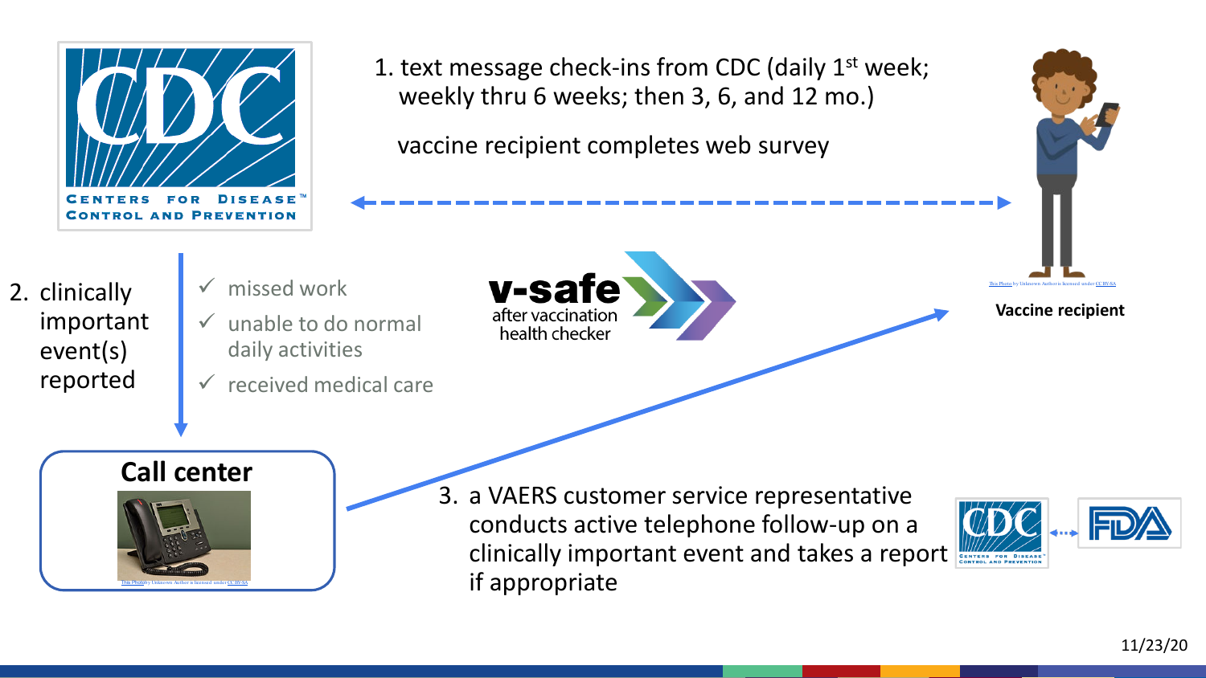CENTERS FOR DISEASE CONTROL AND PREVENTION

1. text message check-ins from CDC (daily 1st week; weekly thru 6 weeks; then 3, 6, and 12 mo.)

vaccine recipient completes web survey

Vaccine recipient

v-safe after vaccination health checker

2. clinically important event(s) reported

- ✓ missed work
- ✓ unable to do normal daily activities
- ✓ received medical care

**Call center**

3. a VAERS customer service representative conducts active telephone follow-up on a clinically important event and takes a report if appropriate

CDC FDA

11/23/20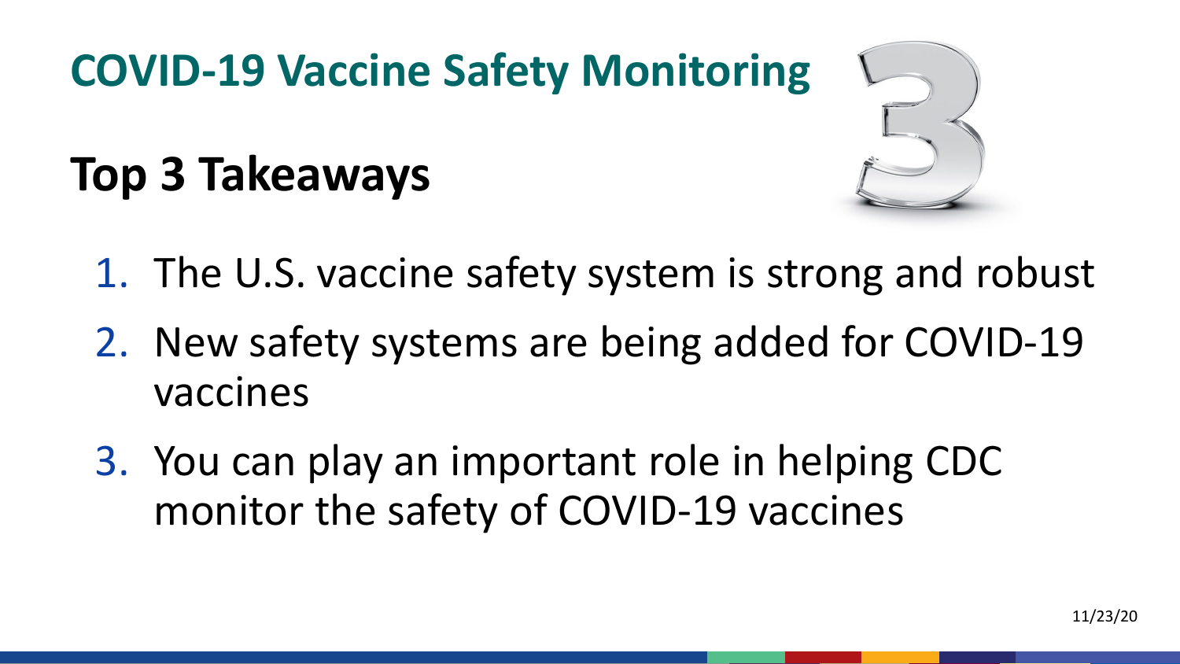# COVID-19 Vaccine Safety Monitoring

## Top 3 Takeaways

1. The U.S. vaccine safety system is strong and robust
2. New safety systems are being added for COVID-19 vaccines
3. You can play an important role in helping CDC monitor the safety of COVID-19 vaccines

11/23/20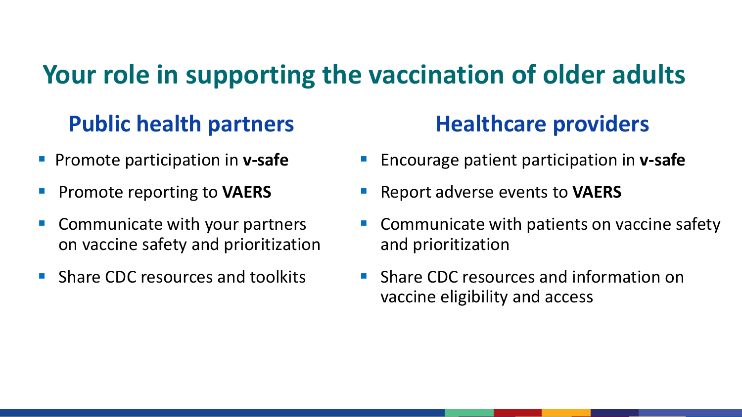# Your role in supporting the vaccination of older adults

## Public health partners

- Promote participation in **v-safe**
- Promote reporting to **VAERS**
- Communicate with your partners on vaccine safety and prioritization
- Share CDC resources and toolkits

## Healthcare providers

- Encourage patient participation in **v-safe**
- Report adverse events to **VAERS**
- Communicate with patients on vaccine safety and prioritization
- Share CDC resources and information on vaccine eligibility and access